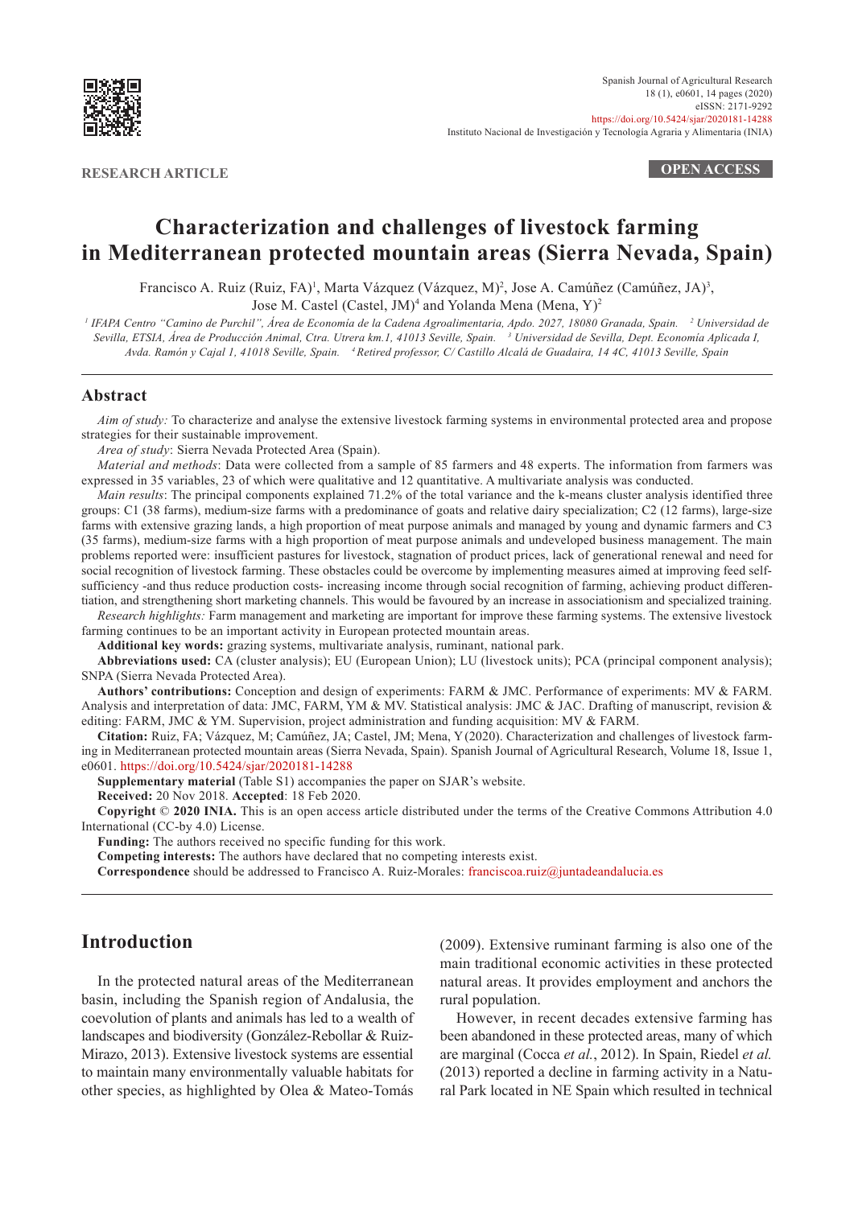RESEARCH ARTICLE

OPEN ACCESS

# Characterization and challenges of livestock farming in Mediterranean protected mountain areas (Sierra Nevada, Spain)

Francisco A. Ruiz (Ruiz, FA)[1], Marta Vázquez (Vázquez, M)[2], Jose A. Camúñez (Camúñez, JA)[3], Jose M. Castel (Castel, JM)[4] and Yolanda Mena (Mena, Y)[2]

[1] IFAPA Centro "Camino de Purchil", Área de Economía de la Cadena Agroalimentaria, Apdo. 2027, 18080 Granada, Spain. [2] Universidad de Sevilla, ETSIA, Área de Producción Animal, Ctra. Utrera km.1, 41013 Seville, Spain. [3] Universidad de Sevilla, Dept. Economía Aplicada I, Avda. Ramón y Cajal 1, 41018 Seville, Spain. [4] Retired professor, C/ Castillo Alcalá de Guadaira, 14 4C, 41013 Seville, Spain

## Abstract

*Aim of study:* To characterize and analyse the extensive livestock farming systems in environmental protected area and propose strategies for their sustainable improvement.

*Area of study*: Sierra Nevada Protected Area (Spain).

*Material and methods*: Data were collected from a sample of 85 farmers and 48 experts. The information from farmers was expressed in 35 variables, 23 of which were qualitative and 12 quantitative. A multivariate analysis was conducted.

*Main results*: The principal components explained 71.2% of the total variance and the k-means cluster analysis identified three groups: C1 (38 farms), medium-size farms with a predominance of goats and relative dairy specialization; C2 (12 farms), large-size farms with extensive grazing lands, a high proportion of meat purpose animals and managed by young and dynamic farmers and C3 (35 farms), medium-size farms with a high proportion of meat purpose animals and undeveloped business management. The main problems reported were: insufficient pastures for livestock, stagnation of product prices, lack of generational renewal and need for social recognition of livestock farming. These obstacles could be overcome by implementing measures aimed at improving feed self-sufficiency -and thus reduce production costs- increasing income through social recognition of farming, achieving product differentiation, and strengthening short marketing channels. This would be favoured by an increase in associationism and specialized training.

*Research highlights:* Farm management and marketing are important for improve these farming systems. The extensive livestock farming continues to be an important activity in European protected mountain areas.

**Additional key words:** grazing systems, multivariate analysis, ruminant, national park.

**Abbreviations used:** CA (cluster analysis); EU (European Union); LU (livestock units); PCA (principal component analysis); SNPA (Sierra Nevada Protected Area).

**Authors' contributions:** Conception and design of experiments: FARM & JMC. Performance of experiments: MV & FARM. Analysis and interpretation of data: JMC, FARM, YM & MV. Statistical analysis: JMC & JAC. Drafting of manuscript, revision & editing: FARM, JMC & YM. Supervision, project administration and funding acquisition: MV & FARM.

**Citation:** Ruiz, FA; Vázquez, M; Camúñez, JA; Castel, JM; Mena, Y (2020). Characterization and challenges of livestock farming in Mediterranean protected mountain areas (Sierra Nevada, Spain). Spanish Journal of Agricultural Research, Volume 18, Issue 1, e0601. https://doi.org/10.5424/sjar/2020181-14288

**Supplementary material** (Table S1) accompanies the paper on SJAR's website.

**Received:** 20 Nov 2018. **Accepted**: 18 Feb 2020.

**Copyright © 2020 INIA.** This is an open access article distributed under the terms of the Creative Commons Attribution 4.0 International (CC-by 4.0) License.

**Funding:** The authors received no specific funding for this work.

**Competing interests:** The authors have declared that no competing interests exist.

**Correspondence** should be addressed to Francisco A. Ruiz-Morales: franciscoa.ruiz@juntadeandalucia.es

## Introduction

In the protected natural areas of the Mediterranean basin, including the Spanish region of Andalusia, the coevolution of plants and animals has led to a wealth of landscapes and biodiversity (González-Rebollar & Ruiz-Mirazo, 2013). Extensive livestock systems are essential to maintain many environmentally valuable habitats for other species, as highlighted by Olea & Mateo-Tomás (2009). Extensive ruminant farming is also one of the main traditional economic activities in these protected natural areas. It provides employment and anchors the rural population.

However, in recent decades extensive farming has been abandoned in these protected areas, many of which are marginal (Cocca *et al.*, 2012). In Spain, Riedel *et al.* (2013) reported a decline in farming activity in a Natural Park located in NE Spain which resulted in technical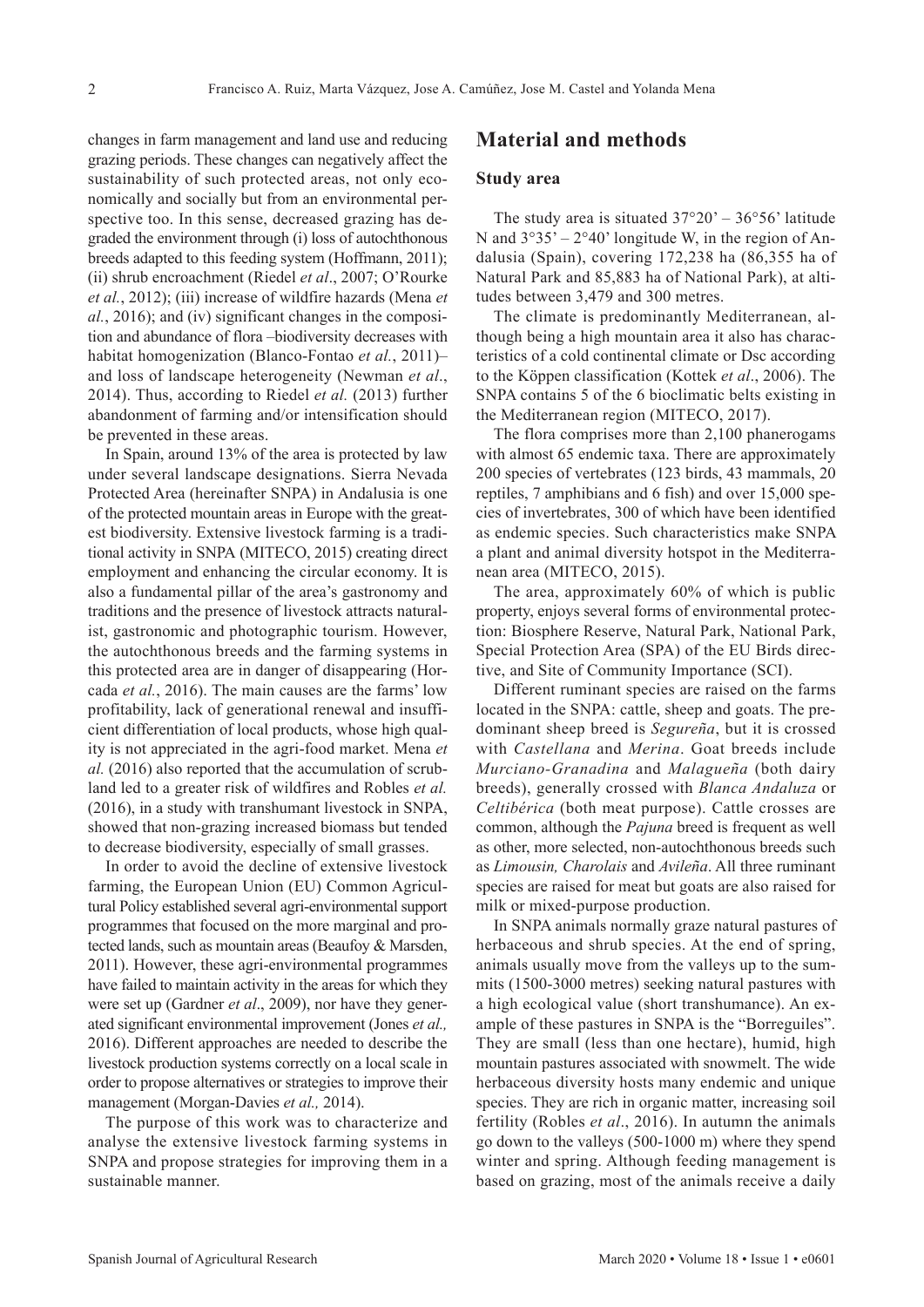changes in farm management and land use and reducing grazing periods. These changes can negatively affect the sustainability of such protected areas, not only economically and socially but from an environmental perspective too. In this sense, decreased grazing has degraded the environment through (i) loss of autochthonous breeds adapted to this feeding system (Hoffmann, 2011); (ii) shrub encroachment (Riedel *et al*., 2007; O'Rourke *et al.*, 2012); (iii) increase of wildfire hazards (Mena *et al.*, 2016); and (iv) significant changes in the composition and abundance of flora –biodiversity decreases with habitat homogenization (Blanco-Fontao *et al.*, 2011)– and loss of landscape heterogeneity (Newman *et al*., 2014). Thus, according to Riedel *et al.* (2013) further abandonment of farming and/or intensification should be prevented in these areas.

In Spain, around 13% of the area is protected by law under several landscape designations. Sierra Nevada Protected Area (hereinafter SNPA) in Andalusia is one of the protected mountain areas in Europe with the greatest biodiversity. Extensive livestock farming is a traditional activity in SNPA (MITECO, 2015) creating direct employment and enhancing the circular economy. It is also a fundamental pillar of the area's gastronomy and traditions and the presence of livestock attracts naturalist, gastronomic and photographic tourism. However, the autochthonous breeds and the farming systems in this protected area are in danger of disappearing (Horcada *et al.*, 2016). The main causes are the farms' low profitability, lack of generational renewal and insufficient differentiation of local products, whose high quality is not appreciated in the agri-food market. Mena *et al.* (2016) also reported that the accumulation of scrubland led to a greater risk of wildfires and Robles *et al.* (2016), in a study with transhumant livestock in SNPA, showed that non-grazing increased biomass but tended to decrease biodiversity, especially of small grasses.

In order to avoid the decline of extensive livestock farming, the European Union (EU) Common Agricultural Policy established several agri-environmental support programmes that focused on the more marginal and protected lands, such as mountain areas (Beaufoy & Marsden, 2011). However, these agri-environmental programmes have failed to maintain activity in the areas for which they were set up (Gardner *et al*., 2009), nor have they generated significant environmental improvement (Jones *et al.,* 2016). Different approaches are needed to describe the livestock production systems correctly on a local scale in order to propose alternatives or strategies to improve their management (Morgan-Davies *et al.,* 2014).

The purpose of this work was to characterize and analyse the extensive livestock farming systems in SNPA and propose strategies for improving them in a sustainable manner.

## Material and methods

### Study area

The study area is situated 37°20' – 36°56' latitude N and 3°35' – 2°40' longitude W, in the region of Andalusia (Spain), covering 172,238 ha (86,355 ha of Natural Park and 85,883 ha of National Park), at altitudes between 3,479 and 300 metres.

The climate is predominantly Mediterranean, although being a high mountain area it also has characteristics of a cold continental climate or Dsc according to the Köppen classification (Kottek *et al*., 2006). The SNPA contains 5 of the 6 bioclimatic belts existing in the Mediterranean region (MITECO, 2017).

The flora comprises more than 2,100 phanerogams with almost 65 endemic taxa. There are approximately 200 species of vertebrates (123 birds, 43 mammals, 20 reptiles, 7 amphibians and 6 fish) and over 15,000 species of invertebrates, 300 of which have been identified as endemic species. Such characteristics make SNPA a plant and animal diversity hotspot in the Mediterranean area (MITECO, 2015).

The area, approximately 60% of which is public property, enjoys several forms of environmental protection: Biosphere Reserve, Natural Park, National Park, Special Protection Area (SPA) of the EU Birds directive, and Site of Community Importance (SCI).

Different ruminant species are raised on the farms located in the SNPA: cattle, sheep and goats. The predominant sheep breed is *Segureña*, but it is crossed with *Castellana* and *Merina*. Goat breeds include *Murciano-Granadina* and *Malagueña* (both dairy breeds), generally crossed with *Blanca Andaluza* or *Celtibérica* (both meat purpose). Cattle crosses are common, although the *Pajuna* breed is frequent as well as other, more selected, non-autochthonous breeds such as *Limousin, Charolais* and *Avileña*. All three ruminant species are raised for meat but goats are also raised for milk or mixed-purpose production.

In SNPA animals normally graze natural pastures of herbaceous and shrub species. At the end of spring, animals usually move from the valleys up to the summits (1500-3000 metres) seeking natural pastures with a high ecological value (short transhumance). An example of these pastures in SNPA is the "Borreguiles". They are small (less than one hectare), humid, high mountain pastures associated with snowmelt. The wide herbaceous diversity hosts many endemic and unique species. They are rich in organic matter, increasing soil fertility (Robles *et al*., 2016). In autumn the animals go down to the valleys (500-1000 m) where they spend winter and spring. Although feeding management is based on grazing, most of the animals receive a daily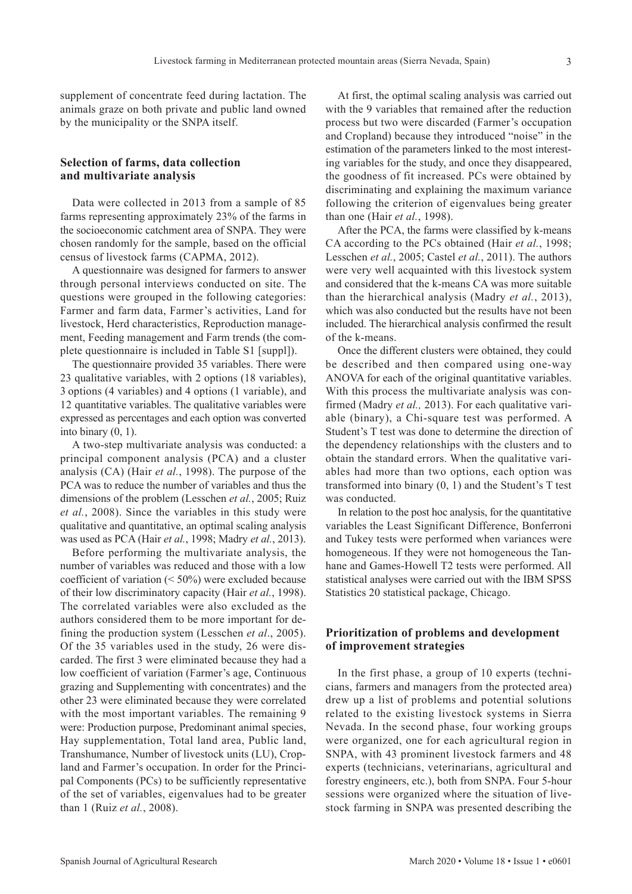supplement of concentrate feed during lactation. The animals graze on both private and public land owned by the municipality or the SNPA itself.

## Selection of farms, data collection and multivariate analysis

Data were collected in 2013 from a sample of 85 farms representing approximately 23% of the farms in the socioeconomic catchment area of SNPA. They were chosen randomly for the sample, based on the official census of livestock farms (CAPMA, 2012).

A questionnaire was designed for farmers to answer through personal interviews conducted on site. The questions were grouped in the following categories: Farmer and farm data, Farmer's activities, Land for livestock, Herd characteristics, Reproduction management, Feeding management and Farm trends (the complete questionnaire is included in Table S1 [suppl]).

The questionnaire provided 35 variables. There were 23 qualitative variables, with 2 options (18 variables), 3 options (4 variables) and 4 options (1 variable), and 12 quantitative variables. The qualitative variables were expressed as percentages and each option was converted into binary (0, 1).

A two-step multivariate analysis was conducted: a principal component analysis (PCA) and a cluster analysis (CA) (Hair *et al.*, 1998). The purpose of the PCA was to reduce the number of variables and thus the dimensions of the problem (Lesschen *et al.*, 2005; Ruiz *et al.*, 2008). Since the variables in this study were qualitative and quantitative, an optimal scaling analysis was used as PCA (Hair *et al.*, 1998; Madry *et al.*, 2013).

Before performing the multivariate analysis, the number of variables was reduced and those with a low coefficient of variation (< 50%) were excluded because of their low discriminatory capacity (Hair *et al.*, 1998). The correlated variables were also excluded as the authors considered them to be more important for defining the production system (Lesschen *et al*., 2005). Of the 35 variables used in the study, 26 were discarded. The first 3 were eliminated because they had a low coefficient of variation (Farmer's age, Continuous grazing and Supplementing with concentrates) and the other 23 were eliminated because they were correlated with the most important variables. The remaining 9 were: Production purpose, Predominant animal species, Hay supplementation, Total land area, Public land, Transhumance, Number of livestock units (LU), Cropland and Farmer's occupation. In order for the Principal Components (PCs) to be sufficiently representative of the set of variables, eigenvalues had to be greater than 1 (Ruiz *et al.*, 2008).

At first, the optimal scaling analysis was carried out with the 9 variables that remained after the reduction process but two were discarded (Farmer's occupation and Cropland) because they introduced "noise" in the estimation of the parameters linked to the most interesting variables for the study, and once they disappeared, the goodness of fit increased. PCs were obtained by discriminating and explaining the maximum variance following the criterion of eigenvalues being greater than one (Hair *et al.*, 1998).

After the PCA, the farms were classified by k-means CA according to the PCs obtained (Hair *et al.*, 1998; Lesschen *et al.*, 2005; Castel *et al.*, 2011). The authors were very well acquainted with this livestock system and considered that the k-means CA was more suitable than the hierarchical analysis (Madry *et al.*, 2013), which was also conducted but the results have not been included. The hierarchical analysis confirmed the result of the k-means.

Once the different clusters were obtained, they could be described and then compared using one-way ANOVA for each of the original quantitative variables. With this process the multivariate analysis was confirmed (Madry *et al.,* 2013). For each qualitative variable (binary), a Chi-square test was performed. A Student's T test was done to determine the direction of the dependency relationships with the clusters and to obtain the standard errors. When the qualitative variables had more than two options, each option was transformed into binary (0, 1) and the Student's T test was conducted.

In relation to the post hoc analysis, for the quantitative variables the Least Significant Difference, Bonferroni and Tukey tests were performed when variances were homogeneous. If they were not homogeneous the Tanhane and Games-Howell T2 tests were performed. All statistical analyses were carried out with the IBM SPSS Statistics 20 statistical package, Chicago.

## Prioritization of problems and development of improvement strategies

In the first phase, a group of 10 experts (technicians, farmers and managers from the protected area) drew up a list of problems and potential solutions related to the existing livestock systems in Sierra Nevada. In the second phase, four working groups were organized, one for each agricultural region in SNPA, with 43 prominent livestock farmers and 48 experts (technicians, veterinarians, agricultural and forestry engineers, etc.), both from SNPA. Four 5-hour sessions were organized where the situation of livestock farming in SNPA was presented describing the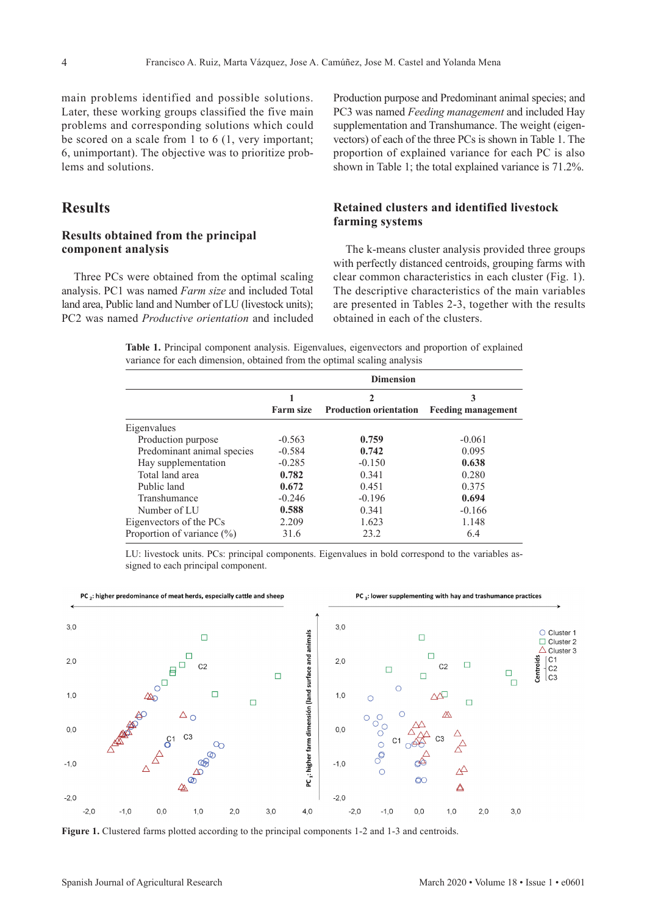main problems identified and possible solutions. Later, these working groups classified the five main problems and corresponding solutions which could be scored on a scale from 1 to 6 (1, very important; 6, unimportant). The objective was to prioritize problems and solutions.

## Results

### Results obtained from the principal component analysis

Three PCs were obtained from the optimal scaling analysis. PC1 was named *Farm size* and included Total land area, Public land and Number of LU (livestock units); PC2 was named *Productive orientation* and included Production purpose and Predominant animal species; and PC3 was named *Feeding management* and included Hay supplementation and Transhumance. The weight (eigenvectors) of each of the three PCs is shown in Table 1. The proportion of explained variance for each PC is also shown in Table 1; the total explained variance is 71.2%.

### Retained clusters and identified livestock farming systems

The k-means cluster analysis provided three groups with perfectly distanced centroids, grouping farms with clear common characteristics in each cluster (Fig. 1). The descriptive characteristics of the main variables are presented in Tables 2-3, together with the results obtained in each of the clusters.

**Table 1.** Principal component analysis. Eigenvalues, eigenvectors and proportion of explained variance for each dimension, obtained from the optimal scaling analysis

| | Dimension | | |
|---|---|---|---|
| | **1** **Farm size** | **2** **Production orientation** | **3** **Feeding management** |
| Eigenvalues | | | |
| Production purpose | -0.563 | **0.759** | -0.061 |
| Predominant animal species | -0.584 | **0.742** | 0.095 |
| Hay supplementation | -0.285 | -0.150 | **0.638** |
| Total land area | **0.782** | 0.341 | 0.280 |
| Public land | **0.672** | 0.451 | 0.375 |
| Transhumance | -0.246 | -0.196 | **0.694** |
| Number of LU | **0.588** | 0.341 | -0.166 |
| Eigenvectors of the PCs | 2.209 | 1.623 | 1.148 |
| Proportion of variance (%) | 31.6 | 23.2 | 6.4 |

LU: livestock units. PCs: principal components. Eigenvalues in bold correspond to the variables assigned to each principal component.

**Figure 1.** Clustered farms plotted according to the principal components 1-2 and 1-3 and centroids.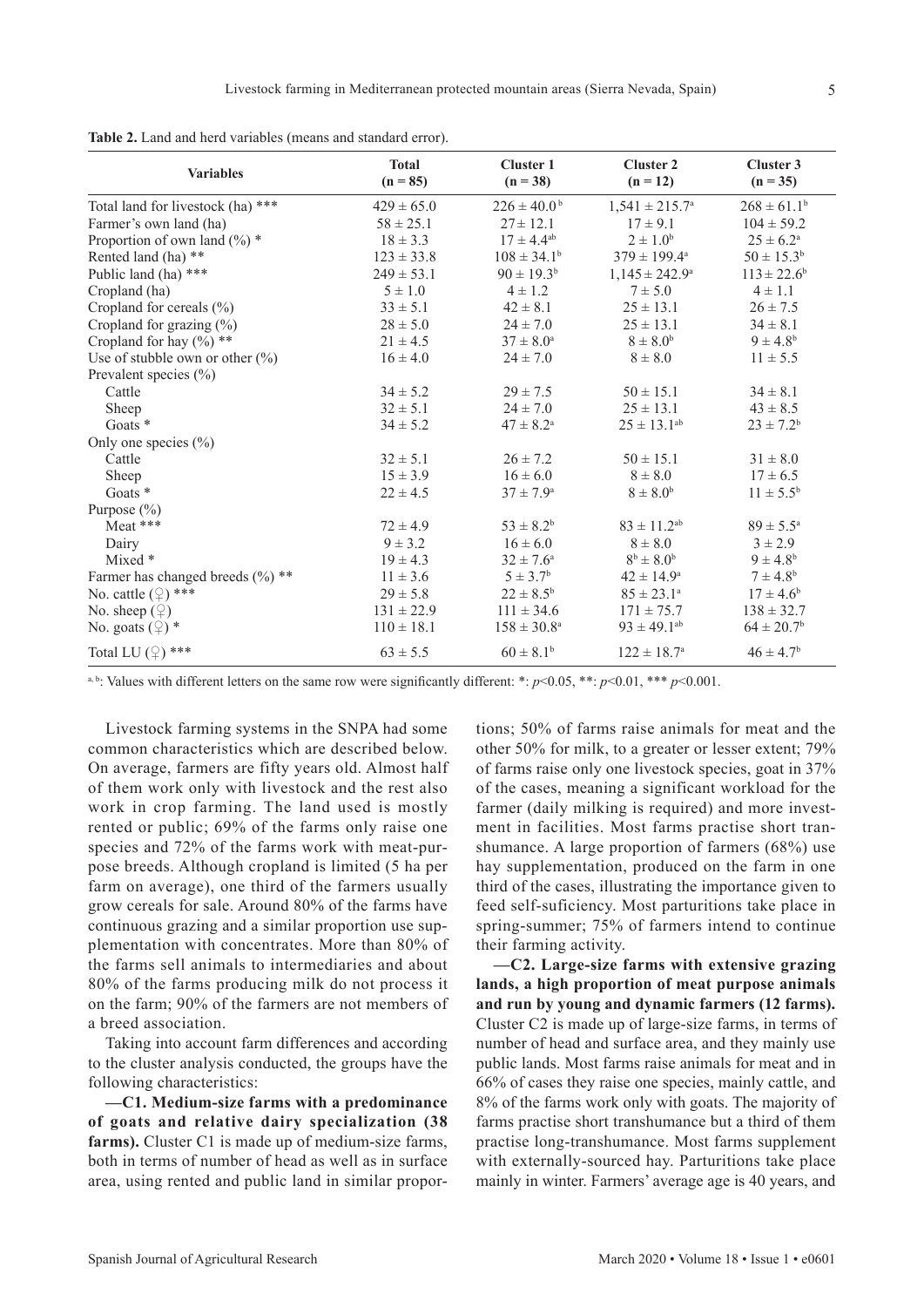**Table 2.** Land and herd variables (means and standard error).

| Variables | Total (n = 85) | Cluster 1 (n = 38) | Cluster 2 (n = 12) | Cluster 3 (n = 35) |
|---|---|---|---|---|
| Total land for livestock (ha) *** | 429 ± 65.0 | 226 ± 40.0[b] | 1,541 ± 215.7[a] | 268 ± 61.1[b] |
| Farmer's own land (ha) | 58 ± 25.1 | 27± 12.1 | 17 ± 9.1 | 104 ± 59.2 |
| Proportion of own land (%) * | 18 ± 3.3 | 17 ± 4.4[ab] | 2 ± 1.0[b] | 25 ± 6.2[a] |
| Rented land (ha) ** | 123 ± 33.8 | 108 ± 34.1[b] | 379 ± 199.4[a] | 50 ± 15.3[b] |
| Public land (ha) *** | 249 ± 53.1 | 90 ± 19.3[b] | 1,145 ± 242.9[a] | 113 ± 22.6[b] |
| Cropland (ha) | 5 ± 1.0 | 4 ± 1.2 | 7 ± 5.0 | 4 ± 1.1 |
| Cropland for cereals (%) | 33 ± 5.1 | 42 ± 8.1 | 25 ± 13.1 | 26 ± 7.5 |
| Cropland for grazing (%) | 28 ± 5.0 | 24 ± 7.0 | 25 ± 13.1 | 34 ± 8.1 |
| Cropland for hay (%) ** | 21 ± 4.5 | 37 ± 8.0[a] | 8 ± 8.0[b] | 9 ± 4.8[b] |
| Use of stubble own or other (%) | 16 ± 4.0 | 24 ± 7.0 | 8 ± 8.0 | 11 ± 5.5 |
| Prevalent species (%) | | | | |
| Cattle | 34 ± 5.2 | 29 ± 7.5 | 50 ± 15.1 | 34 ± 8.1 |
| Sheep | 32 ± 5.1 | 24 ± 7.0 | 25 ± 13.1 | 43 ± 8.5 |
| Goats * | 34 ± 5.2 | 47 ± 8.2[a] | 25 ± 13.1[ab] | 23 ± 7.2[b] |
| Only one species (%) | | | | |
| Cattle | 32 ± 5.1 | 26 ± 7.2 | 50 ± 15.1 | 31 ± 8.0 |
| Sheep | 15 ± 3.9 | 16 ± 6.0 | 8 ± 8.0 | 17 ± 6.5 |
| Goats * | 22 ± 4.5 | 37 ± 7.9[a] | 8 ± 8.0[b] | 11 ± 5.5[b] |
| Purpose (%) | | | | |
| Meat *** | 72 ± 4.9 | 53 ± 8.2[b] | 83 ± 11.2[ab] | 89 ± 5.5[a] |
| Dairy | 9 ± 3.2 | 16 ± 6.0 | 8 ± 8.0 | 3 ± 2.9 |
| Mixed * | 19 ± 4.3 | 32 ± 7.6[a] | 8[b] ± 8.0[b] | 9 ± 4.8[b] |
| Farmer has changed breeds (%) ** | 11 ± 3.6 | 5 ± 3.7[b] | 42 ± 14.9[a] | 7 ± 4.8[b] |
| No. cattle (♀) *** | 29 ± 5.8 | 22 ± 8.5[b] | 85 ± 23.1[a] | 17 ± 4.6[b] |
| No. sheep (♀) | 131 ± 22.9 | 111 ± 34.6 | 171 ± 75.7 | 138 ± 32.7 |
| No. goats (♀) * | 110 ± 18.1 | 158 ± 30.8[a] | 93 ± 49.1[ab] | 64 ± 20.7[b] |
| Total LU (♀) *** | 63 ± 5.5 | 60 ± 8.1[b] | 122 ± 18.7[a] | 46 ± 4.7[b] |

[a, b]: Values with different letters on the same row were significantly different: *: $p<0.05$, **: $p<0.01$, *** $p<0.001$.

Livestock farming systems in the SNPA had some common characteristics which are described below. On average, farmers are fifty years old. Almost half of them work only with livestock and the rest also work in crop farming. The land used is mostly rented or public; 69% of the farms only raise one species and 72% of the farms work with meat-purpose breeds. Although cropland is limited (5 ha per farm on average), one third of the farmers usually grow cereals for sale. Around 80% of the farms have continuous grazing and a similar proportion use supplementation with concentrates. More than 80% of the farms sell animals to intermediaries and about 80% of the farms producing milk do not process it on the farm; 90% of the farmers are not members of a breed association.

Taking into account farm differences and according to the cluster analysis conducted, the groups have the following characteristics:

**—C1. Medium-size farms with a predominance of goats and relative dairy specialization (38 farms).** Cluster C1 is made up of medium-size farms, both in terms of number of head as well as in surface area, using rented and public land in similar proportions; 50% of farms raise animals for meat and the other 50% for milk, to a greater or lesser extent; 79% of farms raise only one livestock species, goat in 37% of the cases, meaning a significant workload for the farmer (daily milking is required) and more investment in facilities. Most farms practise short transhumance. A large proportion of farmers (68%) use hay supplementation, produced on the farm in one third of the cases, illustrating the importance given to feed self-suficiency. Most parturitions take place in spring-summer; 75% of farmers intend to continue their farming activity.

**—C2. Large-size farms with extensive grazing lands, a high proportion of meat purpose animals and run by young and dynamic farmers (12 farms).** Cluster C2 is made up of large-size farms, in terms of number of head and surface area, and they mainly use public lands. Most farms raise animals for meat and in 66% of cases they raise one species, mainly cattle, and 8% of the farms work only with goats. The majority of farms practise short transhumance but a third of them practise long-transhumance. Most farms supplement with externally-sourced hay. Parturitions take place mainly in winter. Farmers' average age is 40 years, and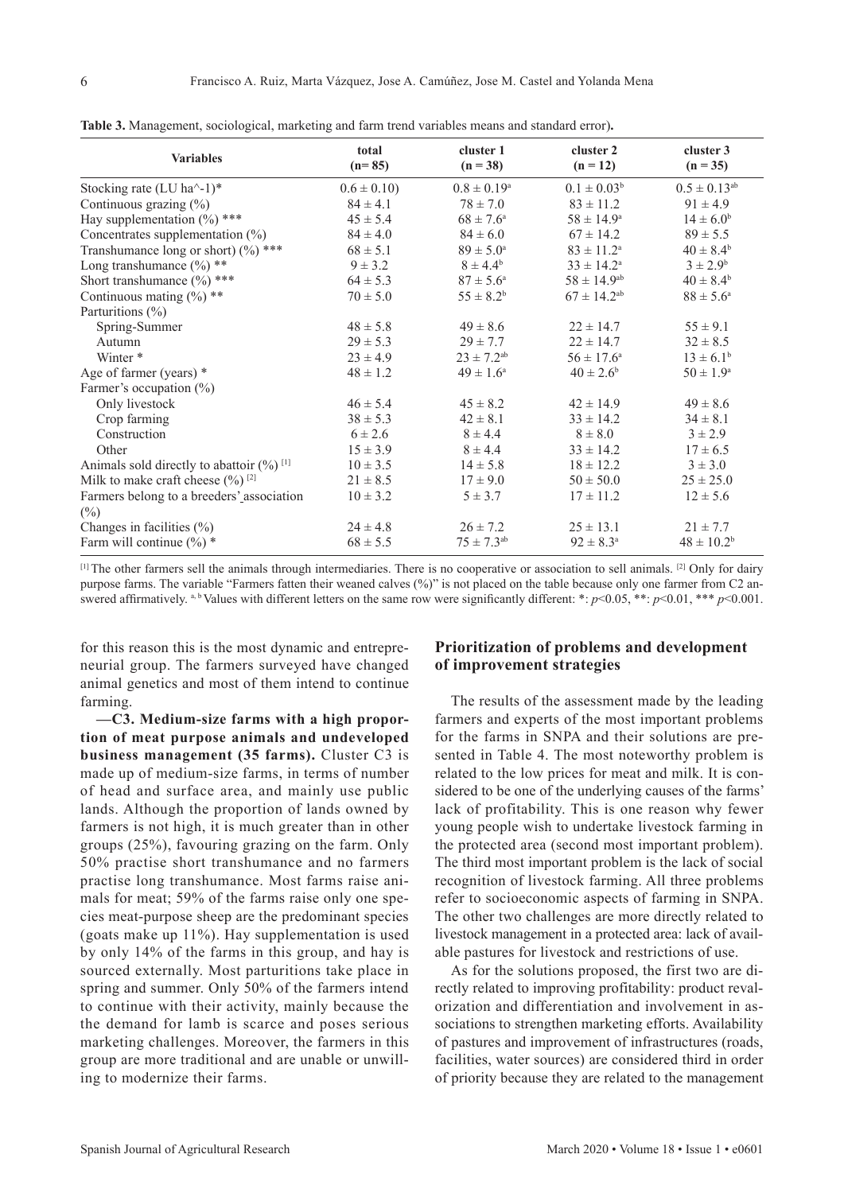**Table 3.** Management, sociological, marketing and farm trend variables means and standard error**.**

| Variables | total (n= 85) | cluster 1 (n = 38) | cluster 2 (n = 12) | cluster 3 (n = 35) |
|---|---|---|---|---|
| Stocking rate (LU ha^-1)* | 0.6 ± 0.10) | $0.8 \pm 0.19^{a}$ | $0.1 \pm 0.03^{b}$ | $0.5 \pm 0.13^{ab}$ |
| Continuous grazing (%) | 84 ± 4.1 | 78 ± 7.0 | 83 ± 11.2 | 91 ± 4.9 |
| Hay supplementation (%) *** | 45 ± 5.4 | $68 \pm 7.6^{a}$ | $58 \pm 14.9^{a}$ | $14 \pm 6.0^{b}$ |
| Concentrates supplementation (%) | 84 ± 4.0 | 84 ± 6.0 | 67 ± 14.2 | 89 ± 5.5 |
| Transhumance long or short) (%) *** | 68 ± 5.1 | $89 \pm 5.0^{a}$ | $83 \pm 11.2^{a}$ | $40 \pm 8.4^{b}$ |
| Long transhumance (%) ** | 9 ± 3.2 | $8 \pm 4.4^{b}$ | $33 \pm 14.2^{a}$ | $3 \pm 2.9^{b}$ |
| Short transhumance (%) *** | 64 ± 5.3 | $87 \pm 5.6^{a}$ | $58 \pm 14.9^{ab}$ | $40 \pm 8.4^{b}$ |
| Continuous mating (%) ** | 70 ± 5.0 | $55 \pm 8.2^{b}$ | $67 \pm 14.2^{ab}$ | $88 \pm 5.6^{a}$ |
| Parturitions (%) | | | | |
| Spring-Summer | 48 ± 5.8 | 49 ± 8.6 | 22 ± 14.7 | 55 ± 9.1 |
| Autumn | 29 ± 5.3 | 29 ± 7.7 | 22 ± 14.7 | 32 ± 8.5 |
| Winter * | 23 ± 4.9 | $23 \pm 7.2^{ab}$ | $56 \pm 17.6^{a}$ | $13 \pm 6.1^{b}$ |
| Age of farmer (years) * | 48 ± 1.2 | $49 \pm 1.6^{a}$ | $40 \pm 2.6^{b}$ | $50 \pm 1.9^{a}$ |
| Farmer's occupation (%) | | | | |
| Only livestock | 46 ± 5.4 | 45 ± 8.2 | 42 ± 14.9 | 49 ± 8.6 |
| Crop farming | 38 ± 5.3 | 42 ± 8.1 | 33 ± 14.2 | 34 ± 8.1 |
| Construction | 6 ± 2.6 | 8 ± 4.4 | 8 ± 8.0 | 3 ± 2.9 |
| Other | 15 ± 3.9 | 8 ± 4.4 | 33 ± 14.2 | 17 ± 6.5 |
| Animals sold directly to abattoir (%) [1] | 10 ± 3.5 | 14 ± 5.8 | 18 ± 12.2 | 3 ± 3.0 |
| Milk to make craft cheese (%) [2] | 21 ± 8.5 | 17 ± 9.0 | 50 ± 50.0 | 25 ± 25.0 |
| Farmers belong to a breeders' association (%) | 10 ± 3.2 | 5 ± 3.7 | 17 ± 11.2 | 12 ± 5.6 |
| Changes in facilities (%) | 24 ± 4.8 | 26 ± 7.2 | 25 ± 13.1 | 21 ± 7.7 |
| Farm will continue (%) * | 68 ± 5.5 | $75 \pm 7.3^{ab}$ | $92 \pm 8.3^{a}$ | $48 \pm 10.2^{b}$ |

[1] The other farmers sell the animals through intermediaries. There is no cooperative or association to sell animals. [2] Only for dairy purpose farms. The variable "Farmers fatten their weaned calves (%)" is not placed on the table because only one farmer from C2 answered affirmatively. [a, b] Values with different letters on the same row were significantly different: *: $p$<0.05, **: $p$<0.01, *** $p$<0.001.

for this reason this is the most dynamic and entrepreneurial group. The farmers surveyed have changed animal genetics and most of them intend to continue farming.

**—C3. Medium-size farms with a high proportion of meat purpose animals and undeveloped business management (35 farms).** Cluster C3 is made up of medium-size farms, in terms of number of head and surface area, and mainly use public lands. Although the proportion of lands owned by farmers is not high, it is much greater than in other groups (25%), favouring grazing on the farm. Only 50% practise short transhumance and no farmers practise long transhumance. Most farms raise animals for meat; 59% of the farms raise only one species meat-purpose sheep are the predominant species (goats make up 11%). Hay supplementation is used by only 14% of the farms in this group, and hay is sourced externally. Most parturitions take place in spring and summer. Only 50% of the farmers intend to continue with their activity, mainly because the the demand for lamb is scarce and poses serious marketing challenges. Moreover, the farmers in this group are more traditional and are unable or unwilling to modernize their farms.

## Prioritization of problems and development of improvement strategies

The results of the assessment made by the leading farmers and experts of the most important problems for the farms in SNPA and their solutions are presented in Table 4. The most noteworthy problem is related to the low prices for meat and milk. It is considered to be one of the underlying causes of the farms' lack of profitability. This is one reason why fewer young people wish to undertake livestock farming in the protected area (second most important problem). The third most important problem is the lack of social recognition of livestock farming. All three problems refer to socioeconomic aspects of farming in SNPA. The other two challenges are more directly related to livestock management in a protected area: lack of available pastures for livestock and restrictions of use.

As for the solutions proposed, the first two are directly related to improving profitability: product revalorization and differentiation and involvement in associations to strengthen marketing efforts. Availability of pastures and improvement of infrastructures (roads, facilities, water sources) are considered third in order of priority because they are related to the management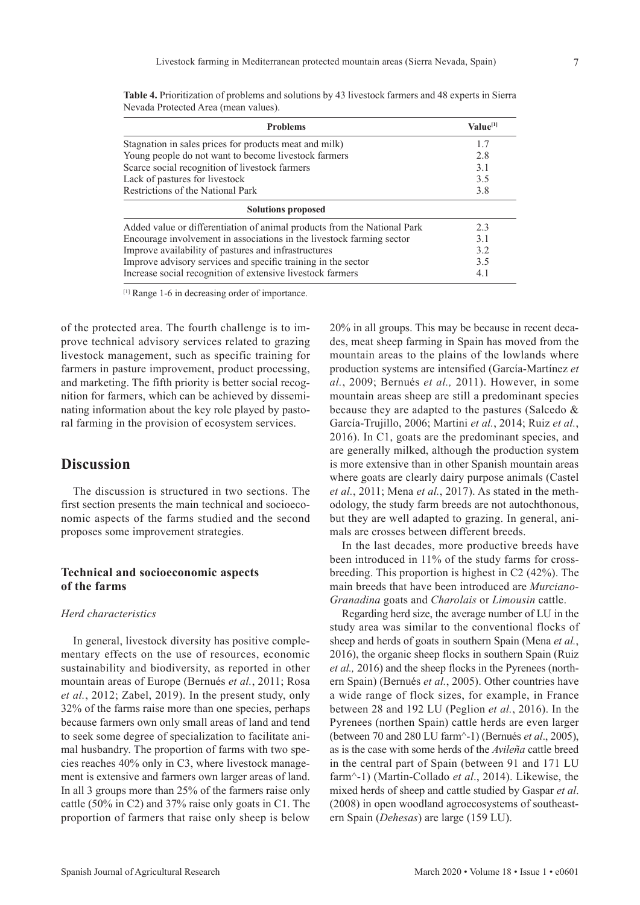**Table 4.** Prioritization of problems and solutions by 43 livestock farmers and 48 experts in Sierra Nevada Protected Area (mean values).

| Problems | Value[1] |
|---|---|
| Stagnation in sales prices for products meat and milk) | 1.7 |
| Young people do not want to become livestock farmers | 2.8 |
| Scarce social recognition of livestock farmers | 3.1 |
| Lack of pastures for livestock | 3.5 |
| Restrictions of the National Park | 3.8 |
| **Solutions proposed** | |
| Added value or differentiation of animal products from the National Park | 2.3 |
| Encourage involvement in associations in the livestock farming sector | 3.1 |
| Improve availability of pastures and infrastructures | 3.2 |
| Improve advisory services and specific training in the sector | 3.5 |
| Increase social recognition of extensive livestock farmers | 4.1 |

[1] Range 1-6 in decreasing order of importance.

of the protected area. The fourth challenge is to improve technical advisory services related to grazing livestock management, such as specific training for farmers in pasture improvement, product processing, and marketing. The fifth priority is better social recognition for farmers, which can be achieved by disseminating information about the key role played by pastoral farming in the provision of ecosystem services.

# Discussion

The discussion is structured in two sections. The first section presents the main technical and socioeconomic aspects of the farms studied and the second proposes some improvement strategies.

## Technical and socioeconomic aspects of the farms

### *Herd characteristics*

In general, livestock diversity has positive complementary effects on the use of resources, economic sustainability and biodiversity, as reported in other mountain areas of Europe (Bernués *et al.*, 2011; Rosa *et al.*, 2012; Zabel, 2019). In the present study, only 32% of the farms raise more than one species, perhaps because farmers own only small areas of land and tend to seek some degree of specialization to facilitate animal husbandry. The proportion of farms with two species reaches 40% only in C3, where livestock management is extensive and farmers own larger areas of land. In all 3 groups more than 25% of the farmers raise only cattle (50% in C2) and 37% raise only goats in C1. The proportion of farmers that raise only sheep is below 20% in all groups. This may be because in recent decades, meat sheep farming in Spain has moved from the mountain areas to the plains of the lowlands where production systems are intensified (García-Martínez *et al.*, 2009; Bernués *et al.,* 2011). However, in some mountain areas sheep are still a predominant species because they are adapted to the pastures (Salcedo & García-Trujillo, 2006; Martini *et al.*, 2014; Ruiz *et al.*, 2016). In C1, goats are the predominant species, and are generally milked, although the production system is more extensive than in other Spanish mountain areas where goats are clearly dairy purpose animals (Castel *et al.*, 2011; Mena *et al.*, 2017). As stated in the methodology, the study farm breeds are not autochthonous, but they are well adapted to grazing. In general, animals are crosses between different breeds.

In the last decades, more productive breeds have been introduced in 11% of the study farms for crossbreeding. This proportion is highest in C2 (42%). The main breeds that have been introduced are *Murciano-Granadina* goats and *Charolais* or *Limousin* cattle.

Regarding herd size, the average number of LU in the study area was similar to the conventional flocks of sheep and herds of goats in southern Spain (Mena *et al.*, 2016), the organic sheep flocks in southern Spain (Ruiz *et al.,* 2016) and the sheep flocks in the Pyrenees (northern Spain) (Bernués *et al.*, 2005). Other countries have a wide range of flock sizes, for example, in France between 28 and 192 LU (Peglion *et al.*, 2016). In the Pyrenees (northen Spain) cattle herds are even larger (between 70 and 280 LU farm^-1) (Bernués *et al*., 2005), as is the case with some herds of the *Avileña* cattle breed in the central part of Spain (between 91 and 171 LU farm^-1) (Martin-Collado *et al*., 2014). Likewise, the mixed herds of sheep and cattle studied by Gaspar *et al*. (2008) in open woodland agroecosystems of southeastern Spain (*Dehesas*) are large (159 LU).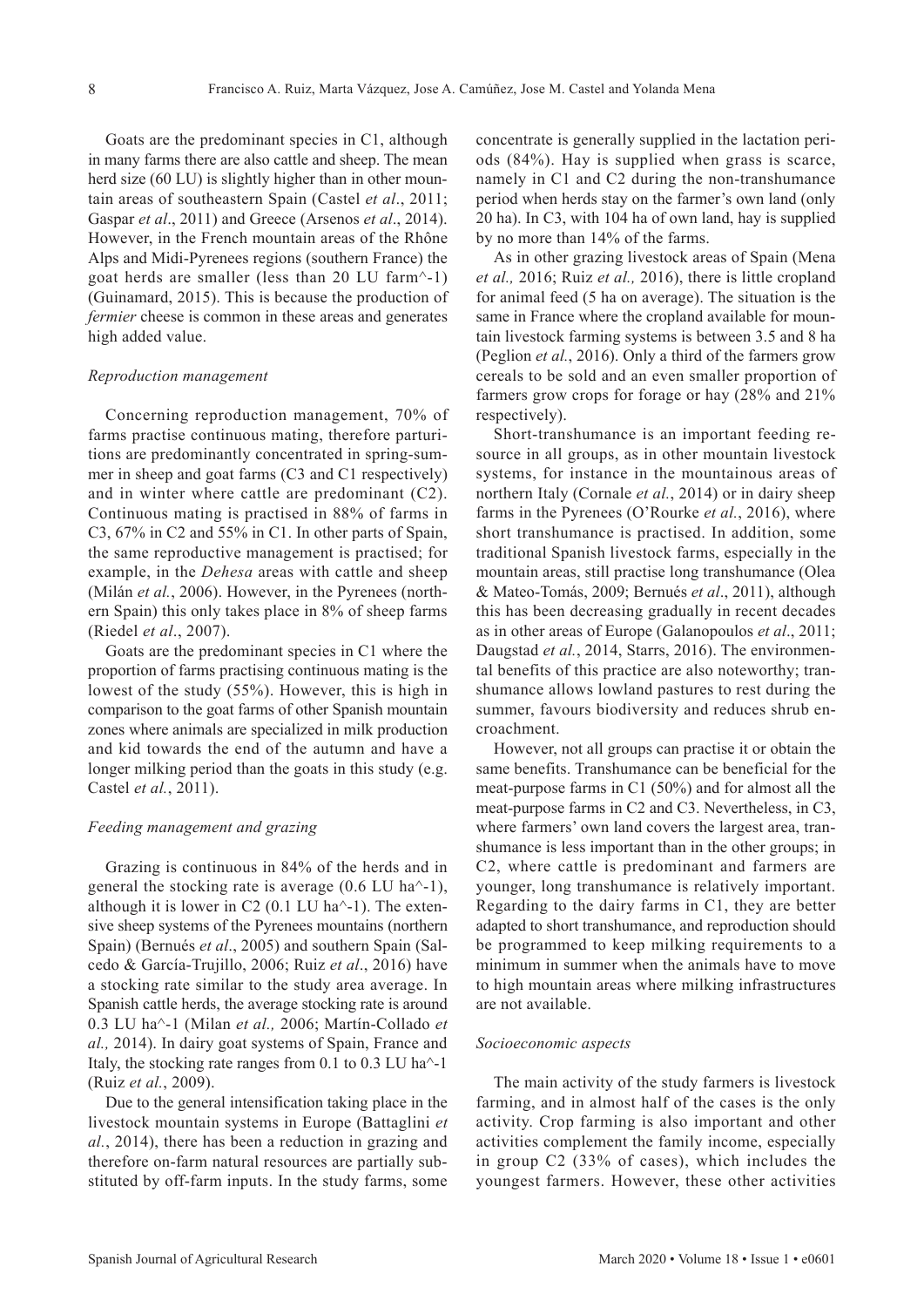Goats are the predominant species in C1, although in many farms there are also cattle and sheep. The mean herd size (60 LU) is slightly higher than in other mountain areas of southeastern Spain (Castel *et al*., 2011; Gaspar *et al*., 2011) and Greece (Arsenos *et al*., 2014). However, in the French mountain areas of the Rhône Alps and Midi-Pyrenees regions (southern France) the goat herds are smaller (less than 20 LU farm$^{-1}$) (Guinamard, 2015). This is because the production of *fermier* cheese is common in these areas and generates high added value.

### *Reproduction management*

Concerning reproduction management, 70% of farms practise continuous mating, therefore parturitions are predominantly concentrated in spring-summer in sheep and goat farms (C3 and C1 respectively) and in winter where cattle are predominant (C2). Continuous mating is practised in 88% of farms in C3, 67% in C2 and 55% in C1. In other parts of Spain, the same reproductive management is practised; for example, in the *Dehesa* areas with cattle and sheep (Milán *et al.*, 2006). However, in the Pyrenees (northern Spain) this only takes place in 8% of sheep farms (Riedel *et al*., 2007).

Goats are the predominant species in C1 where the proportion of farms practising continuous mating is the lowest of the study (55%). However, this is high in comparison to the goat farms of other Spanish mountain zones where animals are specialized in milk production and kid towards the end of the autumn and have a longer milking period than the goats in this study (e.g. Castel *et al.*, 2011).

### *Feeding management and grazing*

Grazing is continuous in 84% of the herds and in general the stocking rate is average (0.6 LU ha$^{-1}$), although it is lower in C2 (0.1 LU ha$^{-1}$). The extensive sheep systems of the Pyrenees mountains (northern Spain) (Bernués *et al*., 2005) and southern Spain (Salcedo & García-Trujillo, 2006; Ruiz *et al*., 2016) have a stocking rate similar to the study area average. In Spanish cattle herds, the average stocking rate is around 0.3 LU ha$^{-1}$ (Milan *et al.,* 2006; Martín-Collado *et al.,* 2014). In dairy goat systems of Spain, France and Italy, the stocking rate ranges from 0.1 to 0.3 LU ha$^{-1}$ (Ruiz *et al.*, 2009).

Due to the general intensification taking place in the livestock mountain systems in Europe (Battaglini *et al.*, 2014), there has been a reduction in grazing and therefore on-farm natural resources are partially substituted by off-farm inputs. In the study farms, some concentrate is generally supplied in the lactation periods (84%). Hay is supplied when grass is scarce, namely in C1 and C2 during the non-transhumance period when herds stay on the farmer's own land (only 20 ha). In C3, with 104 ha of own land, hay is supplied by no more than 14% of the farms.

As in other grazing livestock areas of Spain (Mena *et al.,* 2016; Ruiz *et al.,* 2016), there is little cropland for animal feed (5 ha on average). The situation is the same in France where the cropland available for mountain livestock farming systems is between 3.5 and 8 ha (Peglion *et al.*, 2016). Only a third of the farmers grow cereals to be sold and an even smaller proportion of farmers grow crops for forage or hay (28% and 21% respectively).

Short-transhumance is an important feeding resource in all groups, as in other mountain livestock systems, for instance in the mountainous areas of northern Italy (Cornale *et al.*, 2014) or in dairy sheep farms in the Pyrenees (O'Rourke *et al.*, 2016), where short transhumance is practised. In addition, some traditional Spanish livestock farms, especially in the mountain areas, still practise long transhumance (Olea & Mateo-Tomás, 2009; Bernués *et al*., 2011), although this has been decreasing gradually in recent decades as in other areas of Europe (Galanopoulos *et al*., 2011; Daugstad *et al.*, 2014, Starrs, 2016). The environmental benefits of this practice are also noteworthy; transhumance allows lowland pastures to rest during the summer, favours biodiversity and reduces shrub encroachment.

However, not all groups can practise it or obtain the same benefits. Transhumance can be beneficial for the meat-purpose farms in C1 (50%) and for almost all the meat-purpose farms in C2 and C3. Nevertheless, in C3, where farmers' own land covers the largest area, transhumance is less important than in the other groups; in C2, where cattle is predominant and farmers are younger, long transhumance is relatively important. Regarding to the dairy farms in C1, they are better adapted to short transhumance, and reproduction should be programmed to keep milking requirements to a minimum in summer when the animals have to move to high mountain areas where milking infrastructures are not available.

### *Socioeconomic aspects*

The main activity of the study farmers is livestock farming, and in almost half of the cases is the only activity. Crop farming is also important and other activities complement the family income, especially in group C2 (33% of cases), which includes the youngest farmers. However, these other activities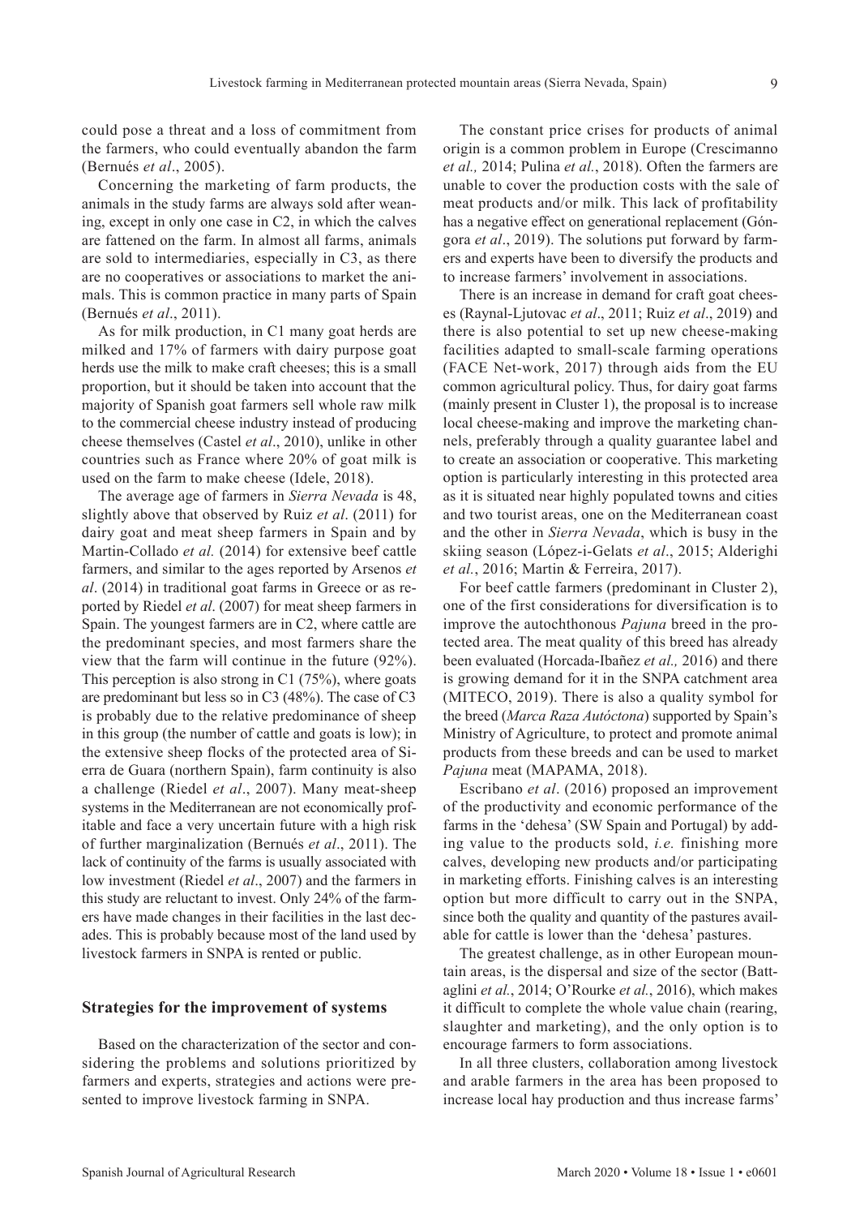could pose a threat and a loss of commitment from the farmers, who could eventually abandon the farm (Bernués *et al*., 2005).

Concerning the marketing of farm products, the animals in the study farms are always sold after weaning, except in only one case in C2, in which the calves are fattened on the farm. In almost all farms, animals are sold to intermediaries, especially in C3, as there are no cooperatives or associations to market the animals. This is common practice in many parts of Spain (Bernués *et al*., 2011).

As for milk production, in C1 many goat herds are milked and 17% of farmers with dairy purpose goat herds use the milk to make craft cheeses; this is a small proportion, but it should be taken into account that the majority of Spanish goat farmers sell whole raw milk to the commercial cheese industry instead of producing cheese themselves (Castel *et al*., 2010), unlike in other countries such as France where 20% of goat milk is used on the farm to make cheese (Idele, 2018).

The average age of farmers in *Sierra Nevada* is 48, slightly above that observed by Ruiz *et al*. (2011) for dairy goat and meat sheep farmers in Spain and by Martin-Collado *et al.* (2014) for extensive beef cattle farmers, and similar to the ages reported by Arsenos *et al*. (2014) in traditional goat farms in Greece or as reported by Riedel *et al*. (2007) for meat sheep farmers in Spain. The youngest farmers are in C2, where cattle are the predominant species, and most farmers share the view that the farm will continue in the future (92%). This perception is also strong in C1 (75%), where goats are predominant but less so in C3 (48%). The case of C3 is probably due to the relative predominance of sheep in this group (the number of cattle and goats is low); in the extensive sheep flocks of the protected area of Sierra de Guara (northern Spain), farm continuity is also a challenge (Riedel *et al*., 2007). Many meat-sheep systems in the Mediterranean are not economically profitable and face a very uncertain future with a high risk of further marginalization (Bernués *et al*., 2011). The lack of continuity of the farms is usually associated with low investment (Riedel *et al*., 2007) and the farmers in this study are reluctant to invest. Only 24% of the farmers have made changes in their facilities in the last decades. This is probably because most of the land used by livestock farmers in SNPA is rented or public.

### Strategies for the improvement of systems

Based on the characterization of the sector and considering the problems and solutions prioritized by farmers and experts, strategies and actions were presented to improve livestock farming in SNPA.

The constant price crises for products of animal origin is a common problem in Europe (Crescimanno *et al.,* 2014; Pulina *et al.*, 2018). Often the farmers are unable to cover the production costs with the sale of meat products and/or milk. This lack of profitability has a negative effect on generational replacement (Góngora *et al*., 2019). The solutions put forward by farmers and experts have been to diversify the products and to increase farmers' involvement in associations.

There is an increase in demand for craft goat cheeses (Raynal-Ljutovac *et al*., 2011; Ruiz *et al*., 2019) and there is also potential to set up new cheese-making facilities adapted to small-scale farming operations (FACE Net-work, 2017) through aids from the EU common agricultural policy. Thus, for dairy goat farms (mainly present in Cluster 1), the proposal is to increase local cheese-making and improve the marketing channels, preferably through a quality guarantee label and to create an association or cooperative. This marketing option is particularly interesting in this protected area as it is situated near highly populated towns and cities and two tourist areas, one on the Mediterranean coast and the other in *Sierra Nevada*, which is busy in the skiing season (López-i-Gelats *et al*., 2015; Alderighi *et al.*, 2016; Martin & Ferreira, 2017).

For beef cattle farmers (predominant in Cluster 2), one of the first considerations for diversification is to improve the autochthonous *Pajuna* breed in the protected area. The meat quality of this breed has already been evaluated (Horcada-Ibañez *et al.,* 2016) and there is growing demand for it in the SNPA catchment area (MITECO, 2019). There is also a quality symbol for the breed (*Marca Raza Autóctona*) supported by Spain's Ministry of Agriculture, to protect and promote animal products from these breeds and can be used to market *Pajuna* meat (MAPAMA, 2018).

Escribano *et al*. (2016) proposed an improvement of the productivity and economic performance of the farms in the 'dehesa' (SW Spain and Portugal) by adding value to the products sold, *i.e.* finishing more calves, developing new products and/or participating in marketing efforts. Finishing calves is an interesting option but more difficult to carry out in the SNPA, since both the quality and quantity of the pastures available for cattle is lower than the 'dehesa' pastures.

The greatest challenge, as in other European mountain areas, is the dispersal and size of the sector (Battaglini *et al.*, 2014; O'Rourke *et al.*, 2016), which makes it difficult to complete the whole value chain (rearing, slaughter and marketing), and the only option is to encourage farmers to form associations.

In all three clusters, collaboration among livestock and arable farmers in the area has been proposed to increase local hay production and thus increase farms'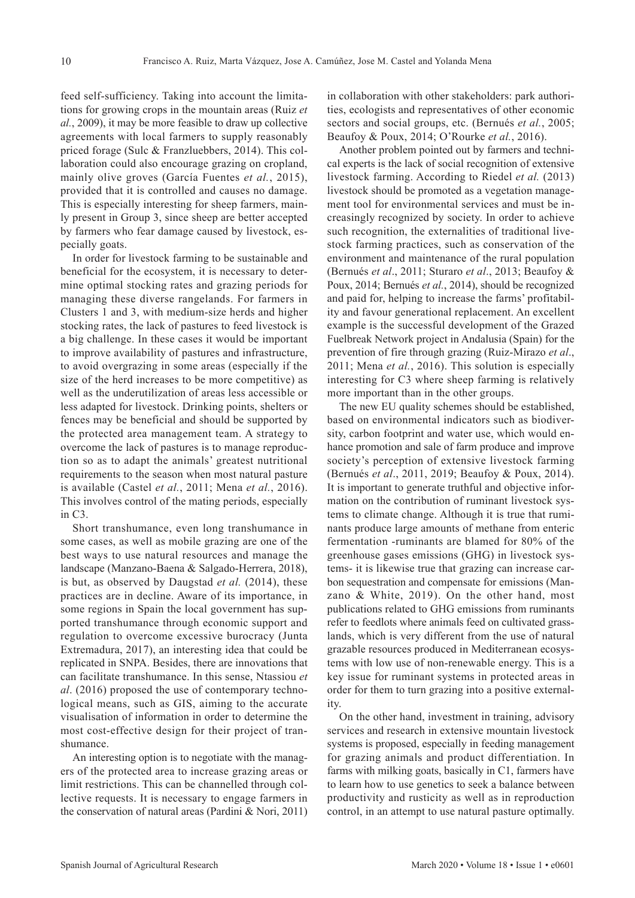feed self-sufficiency. Taking into account the limitations for growing crops in the mountain areas (Ruiz *et al.*, 2009), it may be more feasible to draw up collective agreements with local farmers to supply reasonably priced forage (Sulc & Franzluebbers, 2014). This collaboration could also encourage grazing on cropland, mainly olive groves (García Fuentes *et al.*, 2015), provided that it is controlled and causes no damage. This is especially interesting for sheep farmers, mainly present in Group 3, since sheep are better accepted by farmers who fear damage caused by livestock, especially goats.

In order for livestock farming to be sustainable and beneficial for the ecosystem, it is necessary to determine optimal stocking rates and grazing periods for managing these diverse rangelands. For farmers in Clusters 1 and 3, with medium-size herds and higher stocking rates, the lack of pastures to feed livestock is a big challenge. In these cases it would be important to improve availability of pastures and infrastructure, to avoid overgrazing in some areas (especially if the size of the herd increases to be more competitive) as well as the underutilization of areas less accessible or less adapted for livestock. Drinking points, shelters or fences may be beneficial and should be supported by the protected area management team. A strategy to overcome the lack of pastures is to manage reproduction so as to adapt the animals' greatest nutritional requirements to the season when most natural pasture is available (Castel *et al.*, 2011; Mena *et al.*, 2016). This involves control of the mating periods, especially in C3.

Short transhumance, even long transhumance in some cases, as well as mobile grazing are one of the best ways to use natural resources and manage the landscape (Manzano-Baena & Salgado-Herrera, 2018), is but, as observed by Daugstad *et al.* (2014), these practices are in decline. Aware of its importance, in some regions in Spain the local government has supported transhumance through economic support and regulation to overcome excessive burocracy (Junta Extremadura, 2017), an interesting idea that could be replicated in SNPA. Besides, there are innovations that can facilitate transhumance. In this sense, Ntassiou *et al*. (2016) proposed the use of contemporary technological means, such as GIS, aiming to the accurate visualisation of information in order to determine the most cost-effective design for their project of transhumance.

An interesting option is to negotiate with the managers of the protected area to increase grazing areas or limit restrictions. This can be channelled through collective requests. It is necessary to engage farmers in the conservation of natural areas (Pardini & Nori, 2011) in collaboration with other stakeholders: park authorities, ecologists and representatives of other economic sectors and social groups, etc. (Bernués *et al.*, 2005; Beaufoy & Poux, 2014; O'Rourke *et al.*, 2016).

Another problem pointed out by farmers and technical experts is the lack of social recognition of extensive livestock farming. According to Riedel *et al.* (2013) livestock should be promoted as a vegetation management tool for environmental services and must be increasingly recognized by society. In order to achieve such recognition, the externalities of traditional livestock farming practices, such as conservation of the environment and maintenance of the rural population (Bernués *et al*., 2011; Sturaro *et al*., 2013; Beaufoy & Poux, 2014; Bernués *et al.*, 2014), should be recognized and paid for, helping to increase the farms' profitability and favour generational replacement. An excellent example is the successful development of the Grazed Fuelbreak Network project in Andalusia (Spain) for the prevention of fire through grazing (Ruiz-Mirazo *et al*., 2011; Mena *et al.*, 2016). This solution is especially interesting for C3 where sheep farming is relatively more important than in the other groups.

The new EU quality schemes should be established, based on environmental indicators such as biodiversity, carbon footprint and water use, which would enhance promotion and sale of farm produce and improve society's perception of extensive livestock farming (Bernués *et al*., 2011, 2019; Beaufoy & Poux, 2014). It is important to generate truthful and objective information on the contribution of ruminant livestock systems to climate change. Although it is true that ruminants produce large amounts of methane from enteric fermentation -ruminants are blamed for 80% of the greenhouse gases emissions (GHG) in livestock systems- it is likewise true that grazing can increase carbon sequestration and compensate for emissions (Manzano & White, 2019). On the other hand, most publications related to GHG emissions from ruminants refer to feedlots where animals feed on cultivated grasslands, which is very different from the use of natural grazable resources produced in Mediterranean ecosystems with low use of non-renewable energy. This is a key issue for ruminant systems in protected areas in order for them to turn grazing into a positive externality.

On the other hand, investment in training, advisory services and research in extensive mountain livestock systems is proposed, especially in feeding management for grazing animals and product differentiation. In farms with milking goats, basically in C1, farmers have to learn how to use genetics to seek a balance between productivity and rusticity as well as in reproduction control, in an attempt to use natural pasture optimally.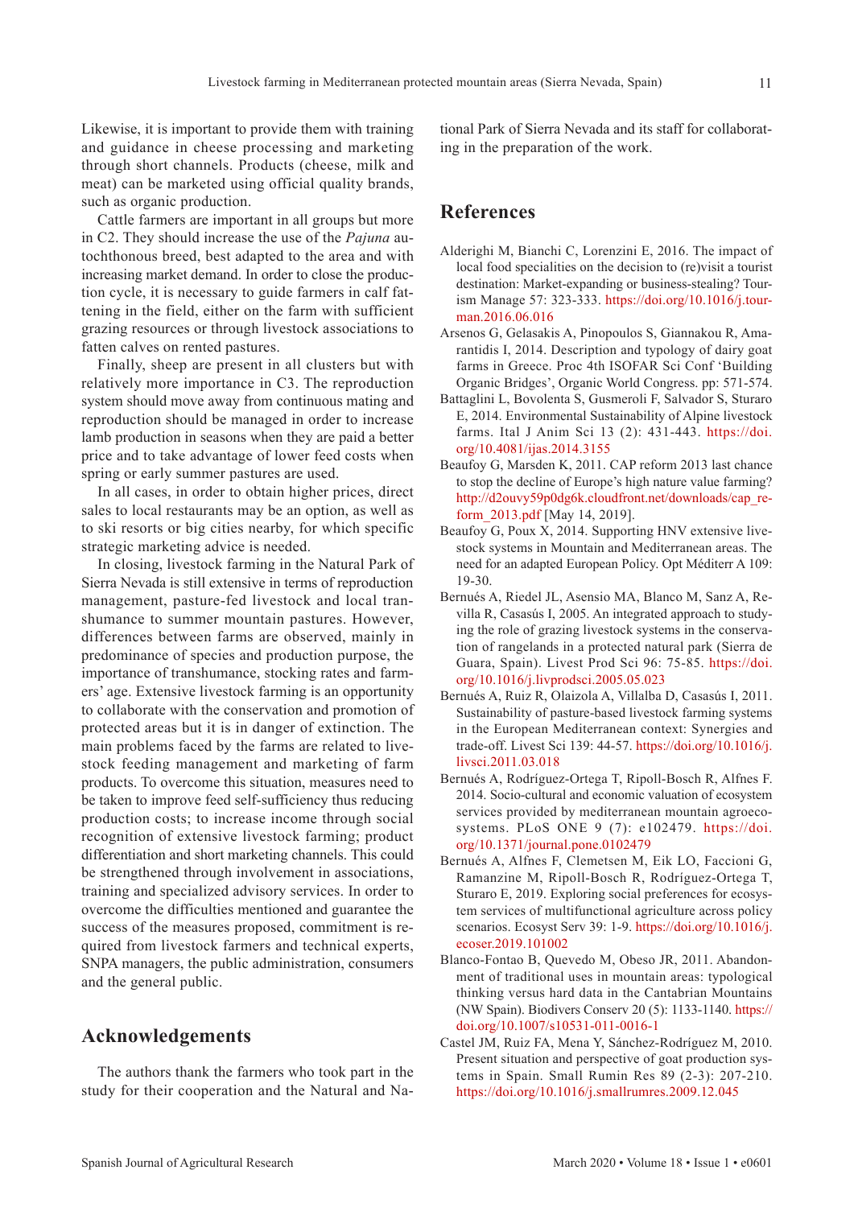Likewise, it is important to provide them with training and guidance in cheese processing and marketing through short channels. Products (cheese, milk and meat) can be marketed using official quality brands, such as organic production.

Cattle farmers are important in all groups but more in C2. They should increase the use of the *Pajuna* autochthonous breed, best adapted to the area and with increasing market demand. In order to close the production cycle, it is necessary to guide farmers in calf fattening in the field, either on the farm with sufficient grazing resources or through livestock associations to fatten calves on rented pastures.

Finally, sheep are present in all clusters but with relatively more importance in C3. The reproduction system should move away from continuous mating and reproduction should be managed in order to increase lamb production in seasons when they are paid a better price and to take advantage of lower feed costs when spring or early summer pastures are used.

In all cases, in order to obtain higher prices, direct sales to local restaurants may be an option, as well as to ski resorts or big cities nearby, for which specific strategic marketing advice is needed.

In closing, livestock farming in the Natural Park of Sierra Nevada is still extensive in terms of reproduction management, pasture-fed livestock and local transhumance to summer mountain pastures. However, differences between farms are observed, mainly in predominance of species and production purpose, the importance of transhumance, stocking rates and farmers' age. Extensive livestock farming is an opportunity to collaborate with the conservation and promotion of protected areas but it is in danger of extinction. The main problems faced by the farms are related to livestock feeding management and marketing of farm products. To overcome this situation, measures need to be taken to improve feed self-sufficiency thus reducing production costs; to increase income through social recognition of extensive livestock farming; product differentiation and short marketing channels. This could be strengthened through involvement in associations, training and specialized advisory services. In order to overcome the difficulties mentioned and guarantee the success of the measures proposed, commitment is required from livestock farmers and technical experts, SNPA managers, the public administration, consumers and the general public.

## Acknowledgements

The authors thank the farmers who took part in the study for their cooperation and the Natural and National Park of Sierra Nevada and its staff for collaborating in the preparation of the work.

## References

Alderighi M, Bianchi C, Lorenzini E, 2016. The impact of local food specialities on the decision to (re)visit a tourist destination: Market-expanding or business-stealing? Tourism Manage 57: 323-333. https://doi.org/10.1016/j.tourman.2016.06.016

Arsenos G, Gelasakis A, Pinopoulos S, Giannakou R, Amarantidis I, 2014. Description and typology of dairy goat farms in Greece. Proc 4th ISOFAR Sci Conf 'Building Organic Bridges', Organic World Congress. pp: 571-574.

Battaglini L, Bovolenta S, Gusmeroli F, Salvador S, Sturaro E, 2014. Environmental Sustainability of Alpine livestock farms. Ital J Anim Sci 13 (2): 431-443. https://doi.org/10.4081/ijas.2014.3155

Beaufoy G, Marsden K, 2011. CAP reform 2013 last chance to stop the decline of Europe's high nature value farming? http://d2ouvy59p0dg6k.cloudfront.net/downloads/cap_reform_2013.pdf [May 14, 2019].

Beaufoy G, Poux X, 2014. Supporting HNV extensive livestock systems in Mountain and Mediterranean areas. The need for an adapted European Policy. Opt Méditerr A 109: 19-30.

Bernués A, Riedel JL, Asensio MA, Blanco M, Sanz A, Revilla R, Casasús I, 2005. An integrated approach to studying the role of grazing livestock systems in the conservation of rangelands in a protected natural park (Sierra de Guara, Spain). Livest Prod Sci 96: 75-85. https://doi.org/10.1016/j.livprodsci.2005.05.023

Bernués A, Ruiz R, Olaizola A, Villalba D, Casasús I, 2011. Sustainability of pasture-based livestock farming systems in the European Mediterranean context: Synergies and trade-off. Livest Sci 139: 44-57. https://doi.org/10.1016/j.livsci.2011.03.018

Bernués A, Rodríguez-Ortega T, Ripoll-Bosch R, Alfnes F. 2014. Socio-cultural and economic valuation of ecosystem services provided by mediterranean mountain agroecosystems. PLoS ONE 9 (7): e102479. https://doi.org/10.1371/journal.pone.0102479

Bernués A, Alfnes F, Clemetsen M, Eik LO, Faccioni G, Ramanzine M, Ripoll-Bosch R, Rodríguez-Ortega T, Sturaro E, 2019. Exploring social preferences for ecosystem services of multifunctional agriculture across policy scenarios. Ecosyst Serv 39: 1-9. https://doi.org/10.1016/j.ecoser.2019.101002

Blanco-Fontao B, Quevedo M, Obeso JR, 2011. Abandonment of traditional uses in mountain areas: typological thinking versus hard data in the Cantabrian Mountains (NW Spain). Biodivers Conserv 20 (5): 1133-1140. https://doi.org/10.1007/s10531-011-0016-1

Castel JM, Ruiz FA, Mena Y, Sánchez-Rodríguez M, 2010. Present situation and perspective of goat production systems in Spain. Small Rumin Res 89 (2-3): 207-210. https://doi.org/10.1016/j.smallrumres.2009.12.045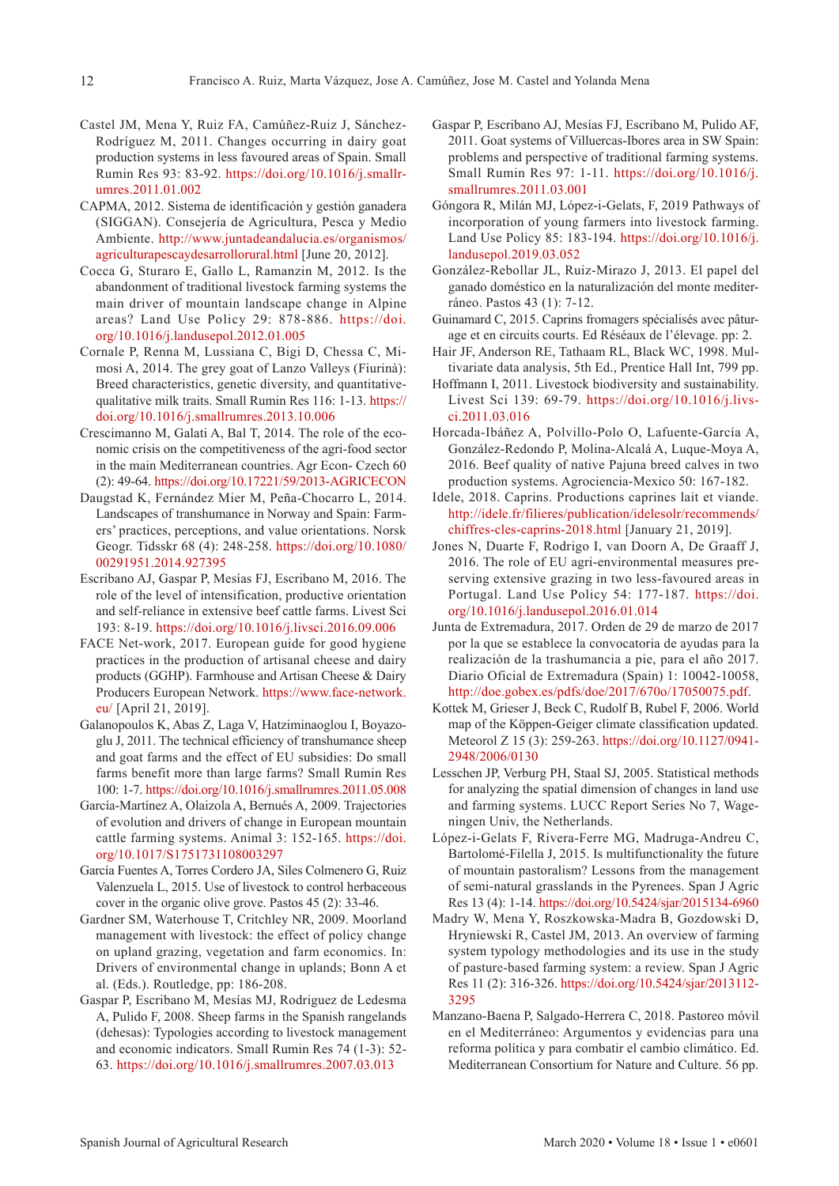Castel JM, Mena Y, Ruiz FA, Camúñez-Ruiz J, Sánchez-Rodríguez M, 2011. Changes occurring in dairy goat production systems in less favoured areas of Spain. Small Rumin Res 93: 83-92. https://doi.org/10.1016/j.smallrumres.2011.01.002

CAPMA, 2012. Sistema de identificación y gestión ganadera (SIGGAN). Consejería de Agricultura, Pesca y Medio Ambiente. http://www.juntadeandalucia.es/organismos/agriculturapescaydesarrollorural.html [June 20, 2012].

Cocca G, Sturaro E, Gallo L, Ramanzin M, 2012. Is the abandonment of traditional livestock farming systems the main driver of mountain landscape change in Alpine areas? Land Use Policy 29: 878-886. https://doi.org/10.1016/j.landusepol.2012.01.005

Cornale P, Renna M, Lussiana C, Bigi D, Chessa C, Mimosi A, 2014. The grey goat of Lanzo Valleys (Fiurinà): Breed characteristics, genetic diversity, and quantitative-qualitative milk traits. Small Rumin Res 116: 1-13. https://doi.org/10.1016/j.smallrumres.2013.10.006

Crescimanno M, Galati A, Bal T, 2014. The role of the economic crisis on the competitiveness of the agri-food sector in the main Mediterranean countries. Agr Econ- Czech 60 (2): 49-64. https://doi.org/10.17221/59/2013-AGRICECON

Daugstad K, Fernández Mier M, Peña-Chocarro L, 2014. Landscapes of transhumance in Norway and Spain: Farmers' practices, perceptions, and value orientations. Norsk Geogr. Tidsskr 68 (4): 248-258. https://doi.org/10.1080/00291951.2014.927395

Escribano AJ, Gaspar P, Mesías FJ, Escribano M, 2016. The role of the level of intensification, productive orientation and self-reliance in extensive beef cattle farms. Livest Sci 193: 8-19. https://doi.org/10.1016/j.livsci.2016.09.006

FACE Net-work, 2017. European guide for good hygiene practices in the production of artisanal cheese and dairy products (GGHP). Farmhouse and Artisan Cheese & Dairy Producers European Network. https://www.face-network.eu/ [April 21, 2019].

Galanopoulos K, Abas Z, Laga V, Hatziminaoglou I, Boyazoglu J, 2011. The technical efficiency of transhumance sheep and goat farms and the effect of EU subsidies: Do small farms benefit more than large farms? Small Rumin Res 100: 1-7. https://doi.org/10.1016/j.smallrumres.2011.05.008

García-Martínez A, Olaizola A, Bernués A, 2009. Trajectories of evolution and drivers of change in European mountain cattle farming systems. Animal 3: 152-165. https://doi.org/10.1017/S1751731108003297

García Fuentes A, Torres Cordero JA, Siles Colmenero G, Ruiz Valenzuela L, 2015. Use of livestock to control herbaceous cover in the organic olive grove. Pastos 45 (2): 33-46.

Gardner SM, Waterhouse T, Critchley NR, 2009. Moorland management with livestock: the effect of policy change on upland grazing, vegetation and farm economics. In: Drivers of environmental change in uplands; Bonn A et al. (Eds.). Routledge, pp: 186-208.

Gaspar P, Escribano M, Mesías MJ, Rodriguez de Ledesma A, Pulido F, 2008. Sheep farms in the Spanish rangelands (dehesas): Typologies according to livestock management and economic indicators. Small Rumin Res 74 (1-3): 52-63. https://doi.org/10.1016/j.smallrumres.2007.03.013

Gaspar P, Escribano AJ, Mesías FJ, Escribano M, Pulido AF, 2011. Goat systems of Villuercas-Ibores area in SW Spain: problems and perspective of traditional farming systems. Small Rumin Res 97: 1-11. https://doi.org/10.1016/j.smallrumres.2011.03.001

Góngora R, Milán MJ, López-i-Gelats, F, 2019 Pathways of incorporation of young farmers into livestock farming. Land Use Policy 85: 183-194. https://doi.org/10.1016/j.landusepol.2019.03.052

González-Rebollar JL, Ruiz-Mirazo J, 2013. El papel del ganado doméstico en la naturalización del monte mediterráneo. Pastos 43 (1): 7-12.

Guinamard C, 2015. Caprins fromagers spécialisés avec pâturage et en circuits courts. Ed Réséaux de l'élevage. pp: 2.

Hair JF, Anderson RE, Tathaam RL, Black WC, 1998. Multivariate data analysis, 5th Ed., Prentice Hall Int, 799 pp.

Hoffmann I, 2011. Livestock biodiversity and sustainability. Livest Sci 139: 69-79. https://doi.org/10.1016/j.livsci.2011.03.016

Horcada-Ibáñez A, Polvillo-Polo O, Lafuente-García A, González-Redondo P, Molina-Alcalá A, Luque-Moya A, 2016. Beef quality of native Pajuna breed calves in two production systems. Agrociencia-Mexico 50: 167-182.

Idele, 2018. Caprins. Productions caprines lait et viande. http://idele.fr/filieres/publication/idelesolr/recommends/chiffres-cles-caprins-2018.html [January 21, 2019].

Jones N, Duarte F, Rodrigo I, van Doorn A, De Graaff J, 2016. The role of EU agri-environmental measures preserving extensive grazing in two less-favoured areas in Portugal. Land Use Policy 54: 177-187. https://doi.org/10.1016/j.landusepol.2016.01.014

Junta de Extremadura, 2017. Orden de 29 de marzo de 2017 por la que se establece la convocatoria de ayudas para la realización de la trashumancia a pie, para el año 2017. Diario Oficial de Extremadura (Spain) 1: 10042-10058, http://doe.gobex.es/pdfs/doe/2017/670o/17050075.pdf.

Kottek M, Grieser J, Beck C, Rudolf B, Rubel F, 2006. World map of the Köppen-Geiger climate classification updated. Meteorol Z 15 (3): 259-263. https://doi.org/10.1127/0941-2948/2006/0130

Lesschen JP, Verburg PH, Staal SJ, 2005. Statistical methods for analyzing the spatial dimension of changes in land use and farming systems. LUCC Report Series No 7, Wageningen Univ, the Netherlands.

López-i-Gelats F, Rivera-Ferre MG, Madruga-Andreu C, Bartolomé-Filella J, 2015. Is multifunctionality the future of mountain pastoralism? Lessons from the management of semi-natural grasslands in the Pyrenees. Span J Agric Res 13 (4): 1-14. https://doi.org/10.5424/sjar/2015134-6960

Madry W, Mena Y, Roszkowska-Madra B, Gozdowski D, Hryniewski R, Castel JM, 2013. An overview of farming system typology methodologies and its use in the study of pasture-based farming system: a review. Span J Agric Res 11 (2): 316-326. https://doi.org/10.5424/sjar/2013112-3295

Manzano-Baena P, Salgado-Herrera C, 2018. Pastoreo móvil en el Mediterráneo: Argumentos y evidencias para una reforma política y para combatir el cambio climático. Ed. Mediterranean Consortium for Nature and Culture. 56 pp.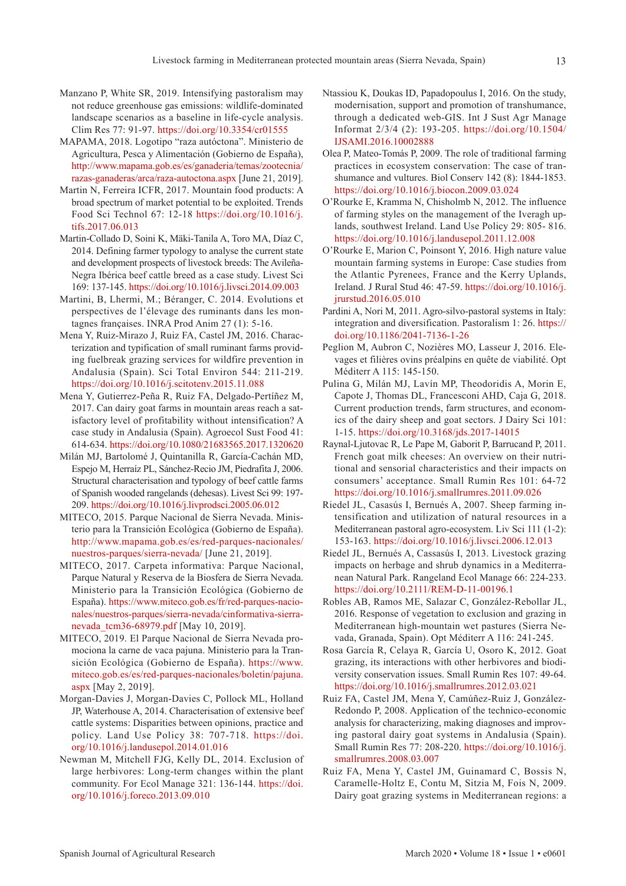Manzano P, White SR, 2019. Intensifying pastoralism may not reduce greenhouse gas emissions: wildlife-dominated landscape scenarios as a baseline in life-cycle analysis. Clim Res 77: 91-97. https://doi.org/10.3354/cr01555

MAPAMA, 2018. Logotipo "raza autóctona". Ministerio de Agricultura, Pesca y Alimentación (Gobierno de España), http://www.mapama.gob.es/es/ganaderia/temas/zootecnia/razas-ganaderas/arca/raza-autoctona.aspx [June 21, 2019].

Martin N, Ferreira ICFR, 2017. Mountain food products: A broad spectrum of market potential to be exploited. Trends Food Sci Technol 67: 12-18 https://doi.org/10.1016/j.tifs.2017.06.013

Martin-Collado D, Soini K, Mäki-Tanila A, Toro MA, Díaz C, 2014. Defining farmer typology to analyse the current state and development prospects of livestock breeds: The Avileña-Negra Ibérica beef cattle breed as a case study. Livest Sci 169: 137-145. https://doi.org/10.1016/j.livsci.2014.09.003

Martini, B, Lhermi, M.; Béranger, C. 2014. Evolutions et perspectives de l'élevage des ruminants dans les montagnes françaises. INRA Prod Anim 27 (1): 5-16.

Mena Y, Ruiz-Mirazo J, Ruiz FA, Castel JM, 2016. Characterization and typification of small ruminant farms providing fuelbreak grazing services for wildfire prevention in Andalusia (Spain). Sci Total Environ 544: 211-219. https://doi.org/10.1016/j.scitotenv.2015.11.088

Mena Y, Gutierrez-Peña R, Ruiz FA, Delgado-Pertíñez M, 2017. Can dairy goat farms in mountain areas reach a satisfactory level of profitability without intensification? A case study in Andalusia (Spain). Agroecol Sust Food 41: 614-634. https://doi.org/10.1080/21683565.2017.1320620

Milán MJ, Bartolomé J, Quintanilla R, García-Cachán MD, Espejo M, Herraíz PL, Sánchez-Recio JM, Piedrafita J, 2006. Structural characterisation and typology of beef cattle farms of Spanish wooded rangelands (dehesas). Livest Sci 99: 197-209. https://doi.org/10.1016/j.livprodsci.2005.06.012

MITECO, 2015. Parque Nacional de Sierra Nevada. Ministerio para la Transición Ecológica (Gobierno de España). http://www.mapama.gob.es/es/red-parques-nacionales/nuestros-parques/sierra-nevada/ [June 21, 2019].

MITECO, 2017. Carpeta informativa: Parque Nacional, Parque Natural y Reserva de la Biosfera de Sierra Nevada. Ministerio para la Transición Ecológica (Gobierno de España). https://www.miteco.gob.es/fr/red-parques-nacionales/nuestros-parques/sierra-nevada/cinformativa-sierra-nevada_tcm36-68979.pdf [May 10, 2019].

MITECO, 2019. El Parque Nacional de Sierra Nevada promociona la carne de vaca pajuna. Ministerio para la Transición Ecológica (Gobierno de España). https://www.miteco.gob.es/es/red-parques-nacionales/boletin/pajuna.aspx [May 2, 2019].

Morgan-Davies J, Morgan-Davies C, Pollock ML, Holland JP, Waterhouse A, 2014. Characterisation of extensive beef cattle systems: Disparities between opinions, practice and policy. Land Use Policy 38: 707-718. https://doi.org/10.1016/j.landusepol.2014.01.016

Newman M, Mitchell FJG, Kelly DL, 2014. Exclusion of large herbivores: Long-term changes within the plant community. For Ecol Manage 321: 136-144. https://doi.org/10.1016/j.foreco.2013.09.010

Ntassiou K, Doukas ID, Papadopoulus I, 2016. On the study, modernisation, support and promotion of transhumance, through a dedicated web-GIS. Int J Sust Agr Manage Informat 2/3/4 (2): 193-205. https://doi.org/10.1504/IJSAMI.2016.10002888

Olea P, Mateo-Tomás P, 2009. The role of traditional farming practices in ecosystem conservation: The case of transhumance and vultures. Biol Conserv 142 (8): 1844-1853. https://doi.org/10.1016/j.biocon.2009.03.024

O'Rourke E, Kramma N, Chisholmb N, 2012. The influence of farming styles on the management of the Iveragh uplands, southwest Ireland. Land Use Policy 29: 805- 816. https://doi.org/10.1016/j.landusepol.2011.12.008

O'Rourke E, Marion C, Poinsont Y, 2016. High nature value mountain farming systems in Europe: Case studies from the Atlantic Pyrenees, France and the Kerry Uplands, Ireland. J Rural Stud 46: 47-59. https://doi.org/10.1016/j.jrurstud.2016.05.010

Pardini A, Nori M, 2011. Agro-silvo-pastoral systems in Italy: integration and diversification. Pastoralism 1: 26. https://doi.org/10.1186/2041-7136-1-26

Peglion M, Aubron C, Nozières MO, Lasseur J, 2016. Elevages et filières ovins préalpins en quête de viabilité. Opt Méditerr A 115: 145-150.

Pulina G, Milán MJ, Lavín MP, Theodoridis A, Morin E, Capote J, Thomas DL, Francesconi AHD, Caja G, 2018. Current production trends, farm structures, and economics of the dairy sheep and goat sectors. J Dairy Sci 101: 1-15. https://doi.org/10.3168/jds.2017-14015

Raynal-Ljutovac R, Le Pape M, Gaborit P, Barrucand P, 2011. French goat milk cheeses: An overview on their nutritional and sensorial characteristics and their impacts on consumers' acceptance. Small Rumin Res 101: 64-72 https://doi.org/10.1016/j.smallrumres.2011.09.026

Riedel JL, Casasús I, Bernués A, 2007. Sheep farming intensification and utilization of natural resources in a Mediterranean pastoral agro-ecosystem. Liv Sci 111 (1-2): 153-163. https://doi.org/10.1016/j.livsci.2006.12.013

Riedel JL, Bernués A, Cassasús I, 2013. Livestock grazing impacts on herbage and shrub dynamics in a Mediterranean Natural Park. Rangeland Ecol Manage 66: 224-233. https://doi.org/10.2111/REM-D-11-00196.1

Robles AB, Ramos ME, Salazar C, González-Rebollar JL, 2016. Response of vegetation to exclusion and grazing in Mediterranean high-mountain wet pastures (Sierra Nevada, Granada, Spain). Opt Méditerr A 116: 241-245.

Rosa García R, Celaya R, García U, Osoro K, 2012. Goat grazing, its interactions with other herbivores and biodiversity conservation issues. Small Rumin Res 107: 49-64. https://doi.org/10.1016/j.smallrumres.2012.03.021

Ruiz FA, Castel JM, Mena Y, Camúñez-Ruiz J, González-Redondo P, 2008. Application of the technico-economic analysis for characterizing, making diagnoses and improving pastoral dairy goat systems in Andalusia (Spain). Small Rumin Res 77: 208-220. https://doi.org/10.1016/j.smallrumres.2008.03.007

Ruiz FA, Mena Y, Castel JM, Guinamard C, Bossis N, Caramelle-Holtz E, Contu M, Sitzia M, Fois N, 2009. Dairy goat grazing systems in Mediterranean regions: a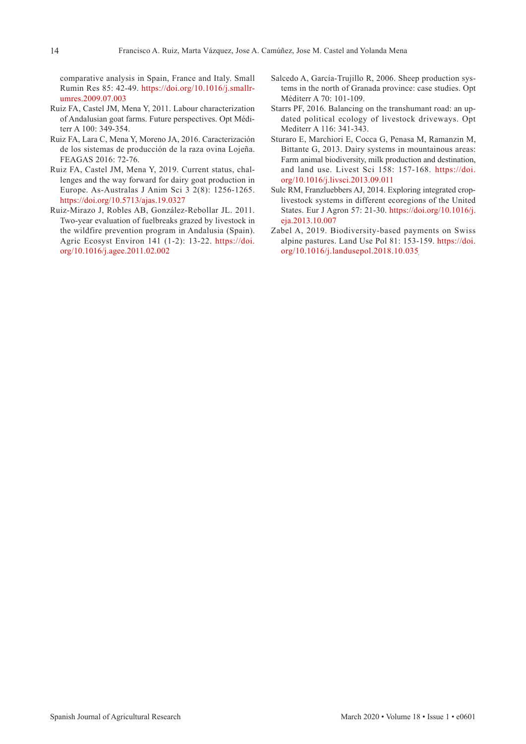comparative analysis in Spain, France and Italy. Small Rumin Res 85: 42-49. https://doi.org/10.1016/j.smallrumres.2009.07.003

Ruiz FA, Castel JM, Mena Y, 2011. Labour characterization of Andalusian goat farms. Future perspectives. Opt Méditerr A 100: 349-354.

Ruiz FA, Lara C, Mena Y, Moreno JA, 2016. Caracterización de los sistemas de producción de la raza ovina Lojeña. FEAGAS 2016: 72-76.

Ruiz FA, Castel JM, Mena Y, 2019. Current status, challenges and the way forward for dairy goat production in Europe. As-Australas J Anim Sci 3 2(8): 1256-1265. https://doi.org/10.5713/ajas.19.0327

Ruiz-Mirazo J, Robles AB, González-Rebollar JL. 2011. Two-year evaluation of fuelbreaks grazed by livestock in the wildfire prevention program in Andalusia (Spain). Agric Ecosyst Environ 141 (1-2): 13-22. https://doi.org/10.1016/j.agee.2011.02.002

Salcedo A, García-Trujillo R, 2006. Sheep production systems in the north of Granada province: case studies. Opt Méditerr A 70: 101-109.

Starrs PF, 2016. Balancing on the transhumant road: an updated political ecology of livestock driveways. Opt Mediterr A 116: 341-343.

Sturaro E, Marchiori E, Cocca G, Penasa M, Ramanzin M, Bittante G, 2013. Dairy systems in mountainous areas: Farm animal biodiversity, milk production and destination, and land use. Livest Sci 158: 157-168. https://doi.org/10.1016/j.livsci.2013.09.011

Sulc RM, Franzluebbers AJ, 2014. Exploring integrated crop-livestock systems in different ecoregions of the United States. Eur J Agron 57: 21-30. https://doi.org/10.1016/j.eja.2013.10.007

Zabel A, 2019. Biodiversity-based payments on Swiss alpine pastures. Land Use Pol 81: 153-159. https://doi.org/10.1016/j.landusepol.2018.10.035